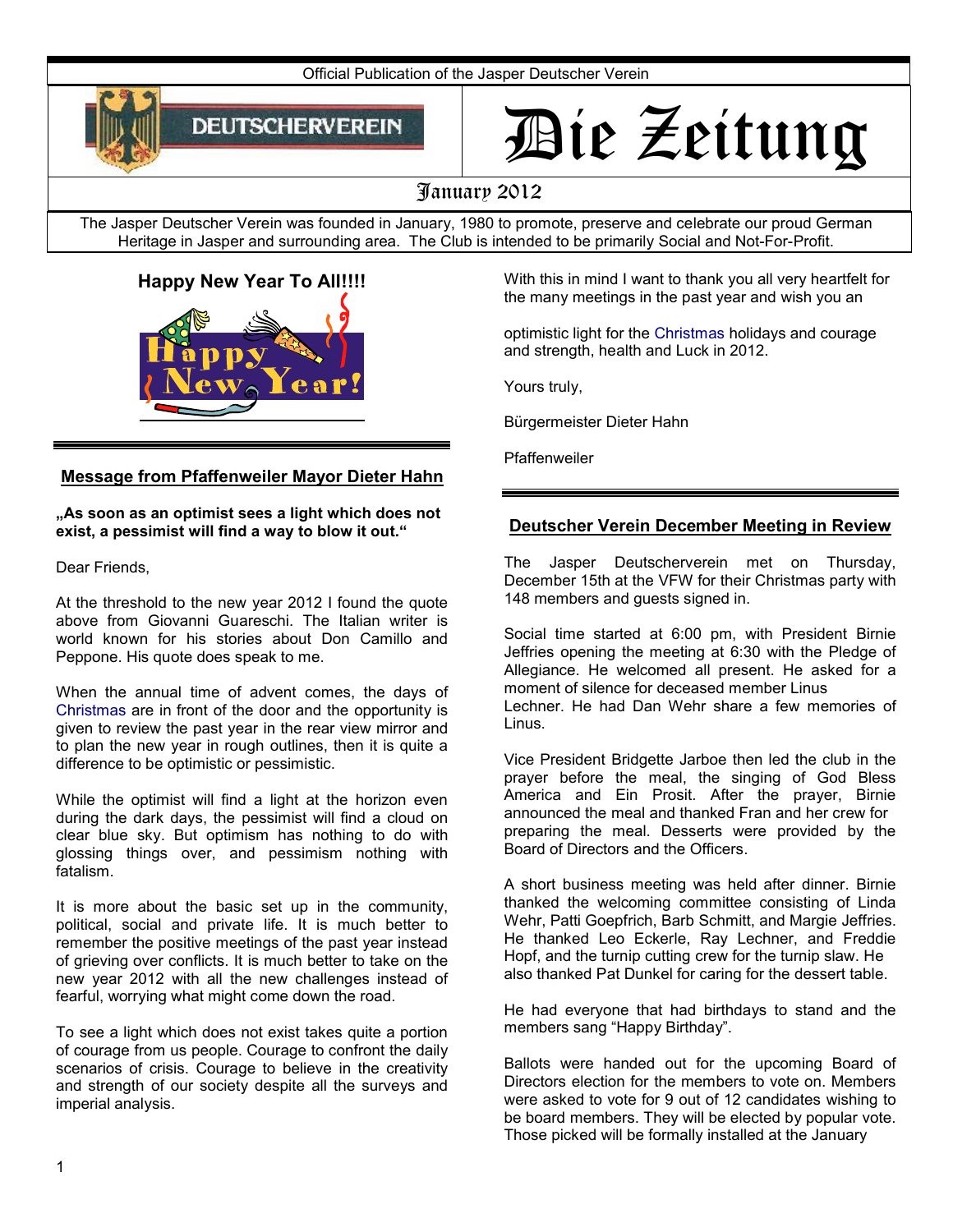Official Publication of the Jasper Deutscher Verein

DEUTSCHERVEREIN

# Die Zeitung

January 2012

The Jasper Deutscher Verein was founded in January, 1980 to promote, preserve and celebrate our proud German Heritage in Jasper and surrounding area. The Club is intended to be primarily Social and Not-For-Profit.

## Happy New Year To All!!!!

## Message from Pfaffenweiler Mayor Dieter Hahn

**„As soon as an optimist sees a light which does not exist, a pessimist will find a way to blow it out."**

Dear Friends,

At the threshold to the new year 2012 I found the quote above from Giovanni Guareschi. The Italian writer is world known for his stories about Don Camillo and Peppone. His quote does speak to me.

When the annual time of advent comes, the days of Christmas are in front of the door and the opportunity is given to review the past year in the rear view mirror and to plan the new year in rough outlines, then it is quite a difference to be optimistic or pessimistic.

While the optimist will find a light at the horizon even during the dark days, the pessimist will find a cloud on clear blue sky. But optimism has nothing to do with glossing things over, and pessimism nothing with fatalism.

It is more about the basic set up in the community, political, social and private life. It is much better to remember the positive meetings of the past year instead of grieving over conflicts. It is much better to take on the new year 2012 with all the new challenges instead of fearful, worrying what might come down the road.

To see a light which does not exist takes quite a portion of courage from us people. Courage to confront the daily scenarios of crisis. Courage to believe in the creativity and strength of our society despite all the surveys and imperial analysis.

With this in mind I want to thank you all very heartfelt for the many meetings in the past year and wish you an

optimistic light for the Christmas holidays and courage and strength, health and Luck in 2012.

Yours truly,

Bürgermeister Dieter Hahn

Pfaffenweiler

## Deutscher Verein December Meeting in Review

The Jasper Deutscherverein met on Thursday, December 15th at the VFW for their Christmas party with 148 members and guests signed in.

Social time started at 6:00 pm, with President Birnie Jeffries opening the meeting at 6:30 with the Pledge of Allegiance. He welcomed all present. He asked for a moment of silence for deceased member Linus Lechner. He had Dan Wehr share a few memories of Linus.

Vice President Bridgette Jarboe then led the club in the prayer before the meal, the singing of God Bless America and Ein Prosit. After the prayer, Birnie announced the meal and thanked Fran and her crew for preparing the meal. Desserts were provided by the Board of Directors and the Officers.

A short business meeting was held after dinner. Birnie thanked the welcoming committee consisting of Linda Wehr, Patti Goepfrich, Barb Schmitt, and Margie Jeffries. He thanked Leo Eckerle, Ray Lechner, and Freddie Hopf, and the turnip cutting crew for the turnip slaw. He also thanked Pat Dunkel for caring for the dessert table.

He had everyone that had birthdays to stand and the members sang "Happy Birthday".

Ballots were handed out for the upcoming Board of Directors election for the members to vote on. Members were asked to vote for 9 out of 12 candidates wishing to be board members. They will be elected by popular vote. Those picked will be formally installed at the January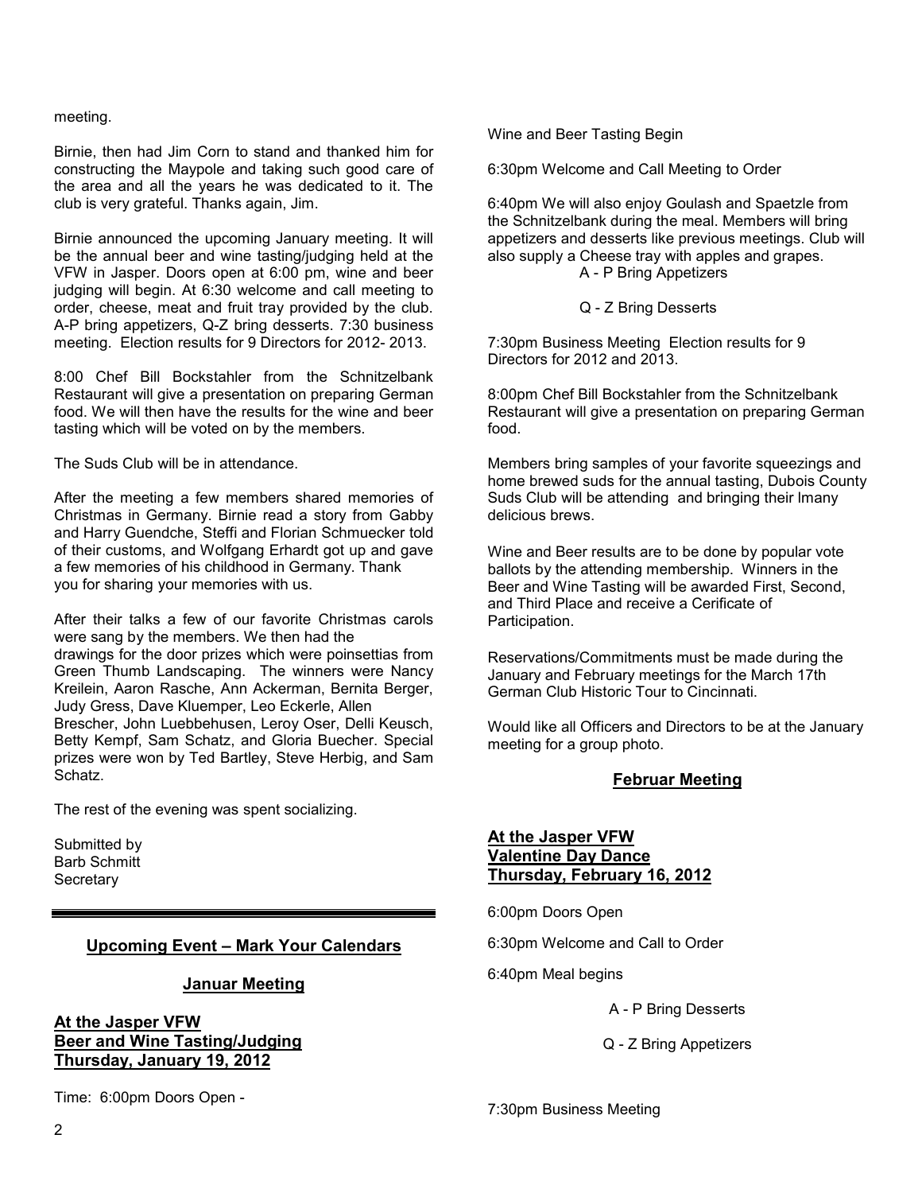meeting.

Birnie, then had Jim Corn to stand and thanked him for constructing the Maypole and taking such good care of the area and all the years he was dedicated to it. The club is very grateful. Thanks again, Jim.

Birnie announced the upcoming January meeting. It will be the annual beer and wine tasting/judging held at the VFW in Jasper. Doors open at 6:00 pm, wine and beer judging will begin. At 6:30 welcome and call meeting to order, cheese, meat and fruit tray provided by the club. A-P bring appetizers, Q-Z bring desserts. 7:30 business meeting. Election results for 9 Directors for 2012- 2013.

8:00 Chef Bill Bockstahler from the Schnitzelbank Restaurant will give a presentation on preparing German food. We will then have the results for the wine and beer tasting which will be voted on by the members.

The Suds Club will be in attendance.

After the meeting a few members shared memories of Christmas in Germany. Birnie read a story from Gabby and Harry Guendche, Steffi and Florian Schmuecker told of their customs, and Wolfgang Erhardt got up and gave a few memories of his childhood in Germany. Thank you for sharing your memories with us.

After their talks a few of our favorite Christmas carols were sang by the members. We then had the drawings for the door prizes which were poinsettias from Green Thumb Landscaping. The winners were Nancy Kreilein, Aaron Rasche, Ann Ackerman, Bernita Berger, Judy Gress, Dave Kluemper, Leo Eckerle, Allen Brescher, John Luebbehusen, Leroy Oser, Delli Keusch, Betty Kempf, Sam Schatz, and Gloria Buecher. Special prizes were won by Ted Bartley, Steve Herbig, and Sam Schatz.

The rest of the evening was spent socializing.

Submitted by
Barb Schmitt
Secretary

---

## Upcoming Event – Mark Your Calendars

### Januar Meeting

**At the Jasper VFW**
**Beer and Wine Tasting/Judging**
**Thursday, January 19, 2012**

Time: 6:00pm Doors Open - Wine and Beer Tasting Begin

6:30pm Welcome and Call Meeting to Order

6:40pm We will also enjoy Goulash and Spaetzle from the Schnitzelbank during the meal. Members will bring appetizers and desserts like previous meetings. Club will also supply a Cheese tray with apples and grapes.

A - P Bring Appetizers

Q - Z Bring Desserts

7:30pm Business Meeting Election results for 9 Directors for 2012 and 2013.

8:00pm Chef Bill Bockstahler from the Schnitzelbank Restaurant will give a presentation on preparing German food.

Members bring samples of your favorite squeezings and home brewed suds for the annual tasting, Dubois County Suds Club will be attending and bringing their lmany delicious brews.

Wine and Beer results are to be done by popular vote ballots by the attending membership. Winners in the Beer and Wine Tasting will be awarded First, Second, and Third Place and receive a Cerificate of Participation.

Reservations/Commitments must be made during the January and February meetings for the March 17th German Club Historic Tour to Cincinnati.

Would like all Officers and Directors to be at the January meeting for a group photo.

### Februar Meeting

**At the Jasper VFW**
**Valentine Day Dance**
**Thursday, February 16, 2012**

6:00pm Doors Open

6:30pm Welcome and Call to Order

6:40pm Meal begins

A - P Bring Desserts

Q - Z Bring Appetizers

7:30pm Business Meeting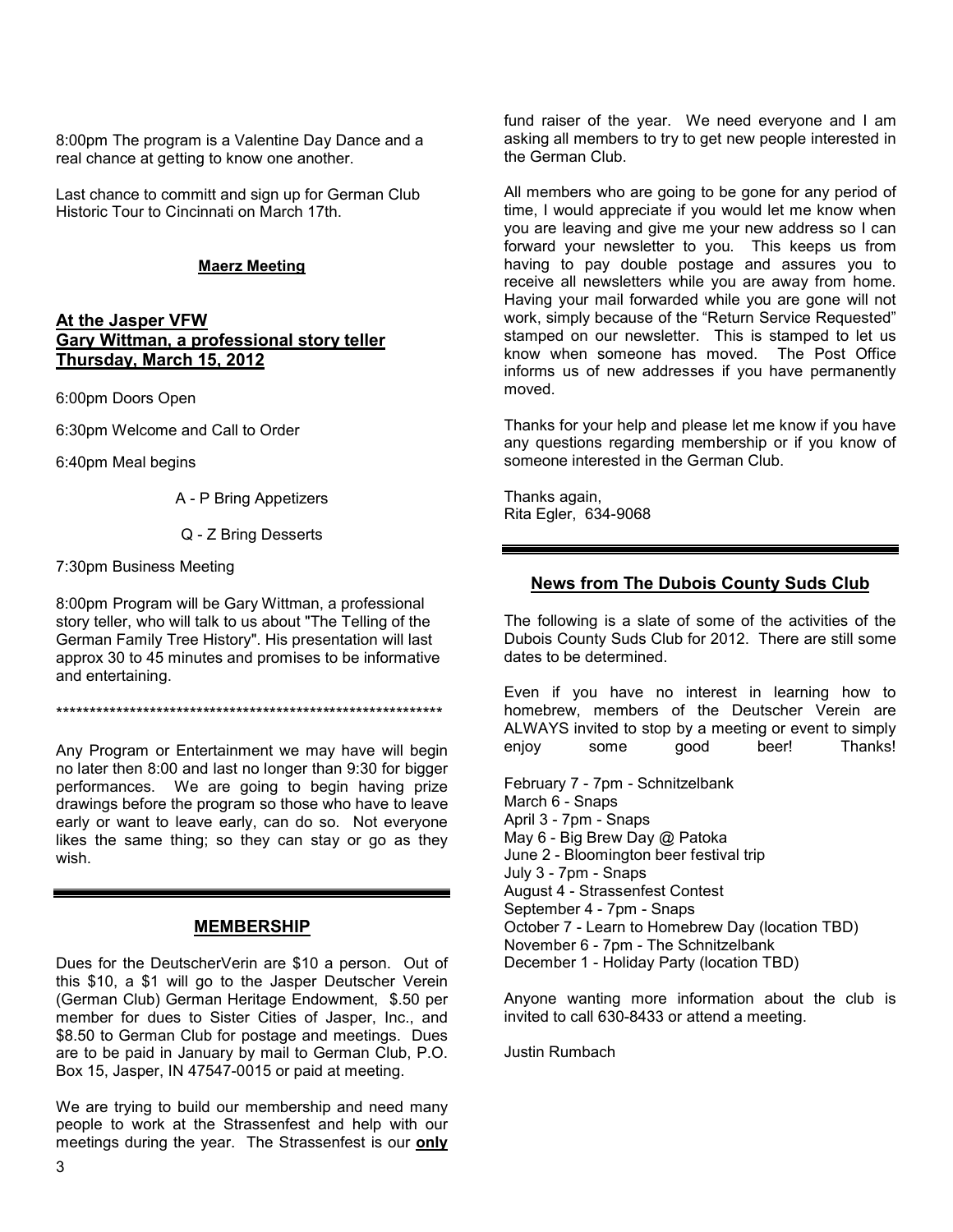8:00pm The program is a Valentine Day Dance and a real chance at getting to know one another.

Last chance to committ and sign up for German Club Historic Tour to Cincinnati on March 17th.

**Maerz Meeting**

## At the Jasper VFW
## Gary Wittman, a professional story teller
## Thursday, March 15, 2012

6:00pm Doors Open

6:30pm Welcome and Call to Order

6:40pm Meal begins

A - P Bring Appetizers

Q - Z Bring Desserts

7:30pm Business Meeting

8:00pm Program will be Gary Wittman, a professional story teller, who will talk to us about "The Telling of the German Family Tree History". His presentation will last approx 30 to 45 minutes and promises to be informative and entertaining.

************************************************************

Any Program or Entertainment we may have will begin no later then 8:00 and last no longer than 9:30 for bigger performances. We are going to begin having prize drawings before the program so those who have to leave early or want to leave early, can do so. Not everyone likes the same thing; so they can stay or go as they wish.

## MEMBERSHIP

Dues for the DeutscherVerin are $10 a person. Out of this $10, a $1 will go to the Jasper Deutscher Verein (German Club) German Heritage Endowment, $.50 per member for dues to Sister Cities of Jasper, Inc., and $8.50 to German Club for postage and meetings. Dues are to be paid in January by mail to German Club, P.O. Box 15, Jasper, IN 47547-0015 or paid at meeting.

We are trying to build our membership and need many people to work at the Strassenfest and help with our meetings during the year. The Strassenfest is our **only** fund raiser of the year. We need everyone and I am asking all members to try to get new people interested in the German Club.

All members who are going to be gone for any period of time, I would appreciate if you would let me know when you are leaving and give me your new address so I can forward your newsletter to you. This keeps us from having to pay double postage and assures you to receive all newsletters while you are away from home. Having your mail forwarded while you are gone will not work, simply because of the "Return Service Requested" stamped on our newsletter. This is stamped to let us know when someone has moved. The Post Office informs us of new addresses if you have permanently moved.

Thanks for your help and please let me know if you have any questions regarding membership or if you know of someone interested in the German Club.

Thanks again,
Rita Egler, 634-9068

## News from The Dubois County Suds Club

The following is a slate of some of the activities of the Dubois County Suds Club for 2012. There are still some dates to be determined.

Even if you have no interest in learning how to homebrew, members of the Deutscher Verein are ALWAYS invited to stop by a meeting or event to simply enjoy some good beer! Thanks!

February 7 - 7pm - Schnitzelbank
March 6 - Snaps
April 3 - 7pm - Snaps
May 6 - Big Brew Day @ Patoka
June 2 - Bloomington beer festival trip
July 3 - 7pm - Snaps
August 4 - Strassenfest Contest
September 4 - 7pm - Snaps
October 7 - Learn to Homebrew Day (location TBD)
November 6 - 7pm - The Schnitzelbank
December 1 - Holiday Party (location TBD)

Anyone wanting more information about the club is invited to call 630-8433 or attend a meeting.

Justin Rumbach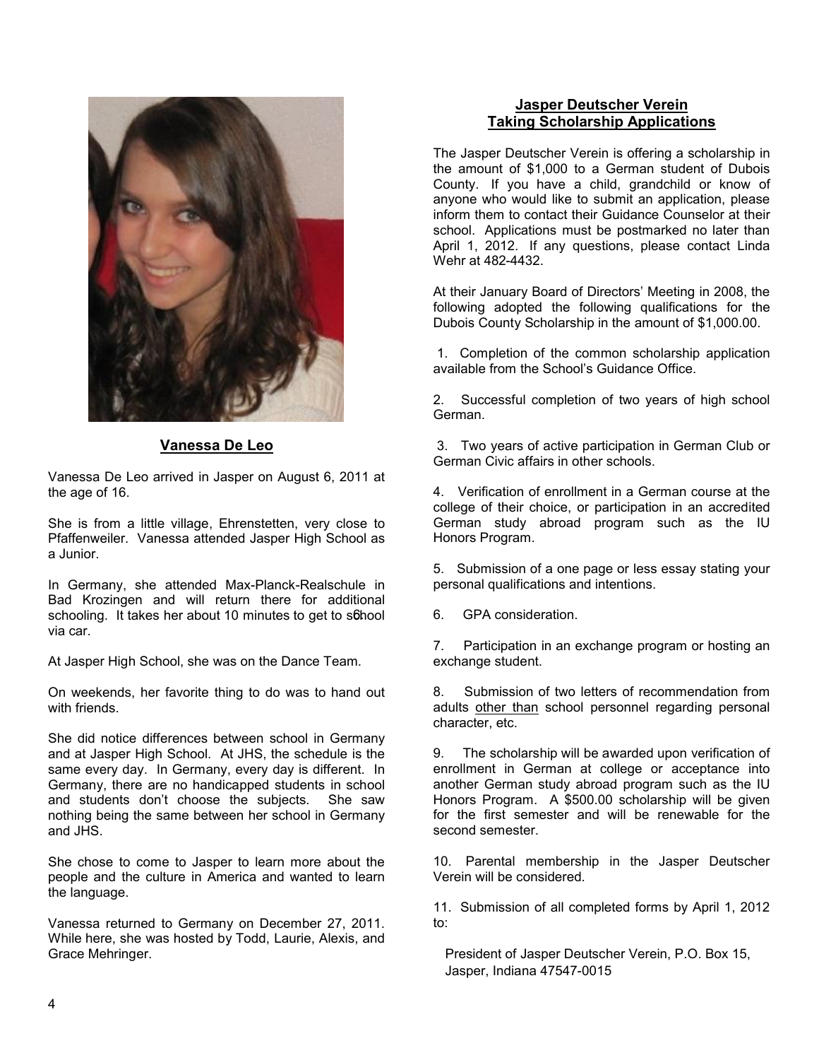## Vanessa De Leo

Vanessa De Leo arrived in Jasper on August 6, 2011 at the age of 16.

She is from a little village, Ehrenstetten, very close to Pfaffenweiler. Vanessa attended Jasper High School as a Junior.

In Germany, she attended Max-Planck-Realschule in Bad Krozingen and will return there for additional schooling. It takes her about 10 minutes to get to school via car.

At Jasper High School, she was on the Dance Team.

On weekends, her favorite thing to do was to hand out with friends.

She did notice differences between school in Germany and at Jasper High School. At JHS, the schedule is the same every day. In Germany, every day is different. In Germany, there are no handicapped students in school and students don't choose the subjects. She saw nothing being the same between her school in Germany and JHS.

She chose to come to Jasper to learn more about the people and the culture in America and wanted to learn the language.

Vanessa returned to Germany on December 27, 2011. While here, she was hosted by Todd, Laurie, Alexis, and Grace Mehringer.

## Jasper Deutscher Verein Taking Scholarship Applications

The Jasper Deutscher Verein is offering a scholarship in the amount of $1,000 to a German student of Dubois County. If you have a child, grandchild or know of anyone who would like to submit an application, please inform them to contact their Guidance Counselor at their school. Applications must be postmarked no later than April 1, 2012. If any questions, please contact Linda Wehr at 482-4432.

At their January Board of Directors' Meeting in 2008, the following adopted the following qualifications for the Dubois County Scholarship in the amount of $1,000.00.

1. Completion of the common scholarship application available from the School's Guidance Office.

2. Successful completion of two years of high school German.

3. Two years of active participation in German Club or German Civic affairs in other schools.

4. Verification of enrollment in a German course at the college of their choice, or participation in an accredited German study abroad program such as the IU Honors Program.

5. Submission of a one page or less essay stating your personal qualifications and intentions.

6. GPA consideration.

7. Participation in an exchange program or hosting an exchange student.

8. Submission of two letters of recommendation from adults other than school personnel regarding personal character, etc.

9. The scholarship will be awarded upon verification of enrollment in German at college or acceptance into another German study abroad program such as the IU Honors Program. A $500.00 scholarship will be given for the first semester and will be renewable for the second semester.

10. Parental membership in the Jasper Deutscher Verein will be considered.

11. Submission of all completed forms by April 1, 2012 to:

President of Jasper Deutscher Verein, P.O. Box 15, Jasper, Indiana 47547-0015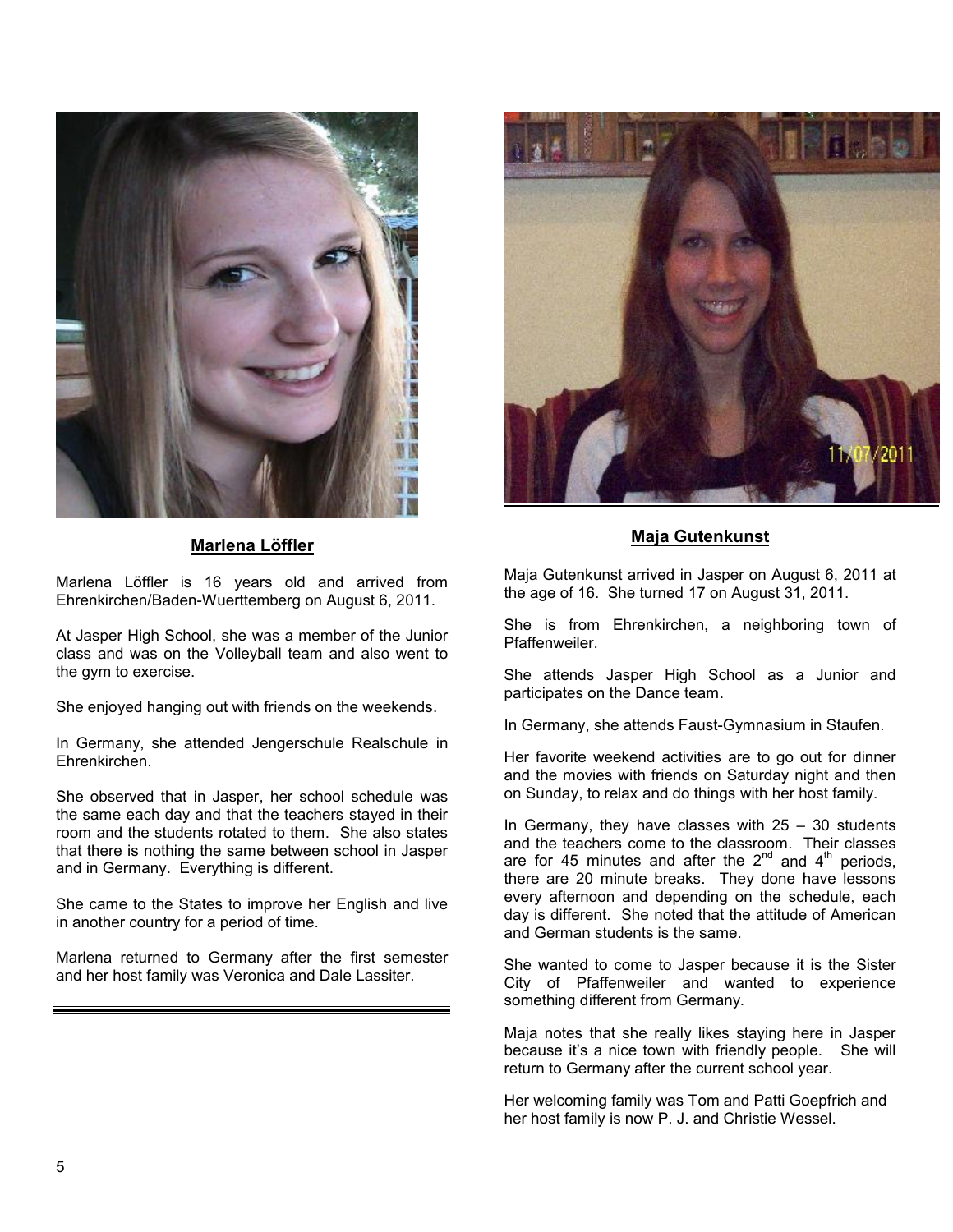## Marlena Löffler

Marlena Löffler is 16 years old and arrived from Ehrenkirchen/Baden-Wuerttemberg on August 6, 2011.

At Jasper High School, she was a member of the Junior class and was on the Volleyball team and also went to the gym to exercise.

She enjoyed hanging out with friends on the weekends.

In Germany, she attended Jengerschule Realschule in Ehrenkirchen.

She observed that in Jasper, her school schedule was the same each day and that the teachers stayed in their room and the students rotated to them. She also states that there is nothing the same between school in Jasper and in Germany. Everything is different.

She came to the States to improve her English and live in another country for a period of time.

Marlena returned to Germany after the first semester and her host family was Veronica and Dale Lassiter.

## Maja Gutenkunst

Maja Gutenkunst arrived in Jasper on August 6, 2011 at the age of 16. She turned 17 on August 31, 2011.

She is from Ehrenkirchen, a neighboring town of Pfaffenweiler.

She attends Jasper High School as a Junior and participates on the Dance team.

In Germany, she attends Faust-Gymnasium in Staufen.

Her favorite weekend activities are to go out for dinner and the movies with friends on Saturday night and then on Sunday, to relax and do things with her host family.

In Germany, they have classes with 25 – 30 students and the teachers come to the classroom. Their classes are for 45 minutes and after the 2nd and 4th periods, there are 20 minute breaks. They done have lessons every afternoon and depending on the schedule, each day is different. She noted that the attitude of American and German students is the same.

She wanted to come to Jasper because it is the Sister City of Pfaffenweiler and wanted to experience something different from Germany.

Maja notes that she really likes staying here in Jasper because it's a nice town with friendly people. She will return to Germany after the current school year.

Her welcoming family was Tom and Patti Goepfrich and her host family is now P. J. and Christie Wessel.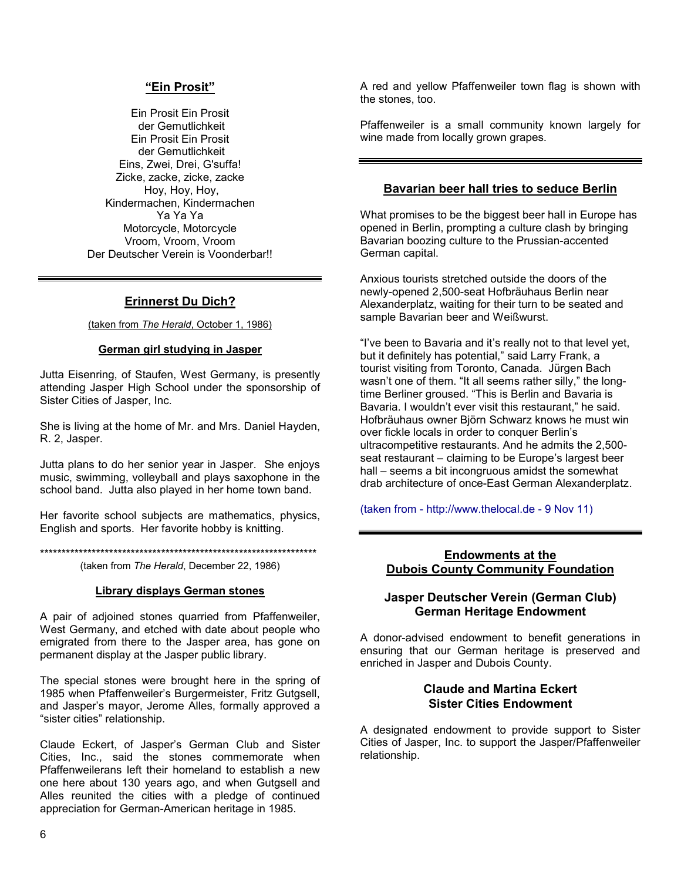## "Ein Prosit"

Ein Prosit Ein Prosit
der Gemutlichkeit
Ein Prosit Ein Prosit
der Gemutlichkeit
Eins, Zwei, Drei, G'suffa!
Zicke, zacke, zicke, zacke
Hoy, Hoy, Hoy,
Kindermachen, Kindermachen
Ya Ya Ya
Motorcycle, Motorcycle
Vroom, Vroom, Vroom
Der Deutscher Verein is Voonderbar!!

---

## Erinnerst Du Dich?

(taken from *The Herald*, October 1, 1986)

### German girl studying in Jasper

Jutta Eisenring, of Staufen, West Germany, is presently attending Jasper High School under the sponsorship of Sister Cities of Jasper, Inc.

She is living at the home of Mr. and Mrs. Daniel Hayden, R. 2, Jasper.

Jutta plans to do her senior year in Jasper. She enjoys music, swimming, volleyball and plays saxophone in the school band. Jutta also played in her home town band.

Her favorite school subjects are mathematics, physics, English and sports. Her favorite hobby is knitting.

******************************************************************

(taken from *The Herald*, December 22, 1986)

### Library displays German stones

A pair of adjoined stones quarried from Pfaffenweiler, West Germany, and etched with date about people who emigrated from there to the Jasper area, has gone on permanent display at the Jasper public library.

The special stones were brought here in the spring of 1985 when Pfaffenweiler's Burgermeister, Fritz Gutgsell, and Jasper's mayor, Jerome Alles, formally approved a "sister cities" relationship.

Claude Eckert, of Jasper's German Club and Sister Cities, Inc., said the stones commemorate when Pfaffenweilerans left their homeland to establish a new one here about 130 years ago, and when Gutgsell and Alles reunited the cities with a pledge of continued appreciation for German-American heritage in 1985.

A red and yellow Pfaffenweiler town flag is shown with the stones, too.

Pfaffenweiler is a small community known largely for wine made from locally grown grapes.

---

## Bavarian beer hall tries to seduce Berlin

What promises to be the biggest beer hall in Europe has opened in Berlin, prompting a culture clash by bringing Bavarian boozing culture to the Prussian-accented German capital.

Anxious tourists stretched outside the doors of the newly-opened 2,500-seat Hofbräuhaus Berlin near Alexanderplatz, waiting for their turn to be seated and sample Bavarian beer and Weißwurst.

"I've been to Bavaria and it's really not to that level yet, but it definitely has potential," said Larry Frank, a tourist visiting from Toronto, Canada. Jürgen Bach wasn't one of them. "It all seems rather silly," the long-time Berliner groused. "This is Berlin and Bavaria is Bavaria. I wouldn't ever visit this restaurant," he said. Hofbräuhaus owner Björn Schwarz knows he must win over fickle locals in order to conquer Berlin's ultracompetitive restaurants. And he admits the 2,500-seat restaurant – claiming to be Europe's largest beer hall – seems a bit incongruous amidst the somewhat drab architecture of once-East German Alexanderplatz.

(taken from - http://www.thelocal.de - 9 Nov 11)

---

## Endowments at the Dubois County Community Foundation

### Jasper Deutscher Verein (German Club) German Heritage Endowment

A donor-advised endowment to benefit generations in ensuring that our German heritage is preserved and enriched in Jasper and Dubois County.

### Claude and Martina Eckert Sister Cities Endowment

A designated endowment to provide support to Sister Cities of Jasper, Inc. to support the Jasper/Pfaffenweiler relationship.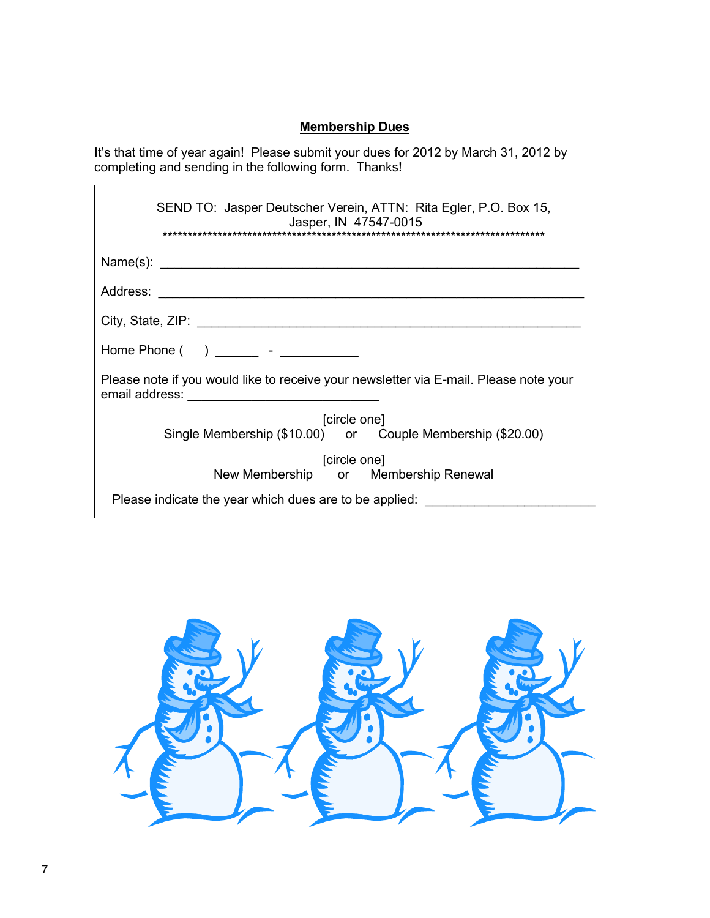## **Membership Dues**

It's that time of year again! Please submit your dues for 2012 by March 31, 2012 by completing and sending in the following form. Thanks!

SEND TO: Jasper Deutscher Verein, ATTN: Rita Egler, P.O. Box 15, Jasper, IN 47547-0015

******************************************************************************

Name(s): ____________________________________________________________

Address: _____________________________________________________________

City, State, ZIP: _______________________________________________________

Home Phone ( ) ______ - ___________

Please note if you would like to receive your newsletter via E-mail. Please note your email address: ____________________________

[circle one]
Single Membership ($10.00) or Couple Membership ($20.00)

[circle one]
New Membership or Membership Renewal

Please indicate the year which dues are to be applied: ________________________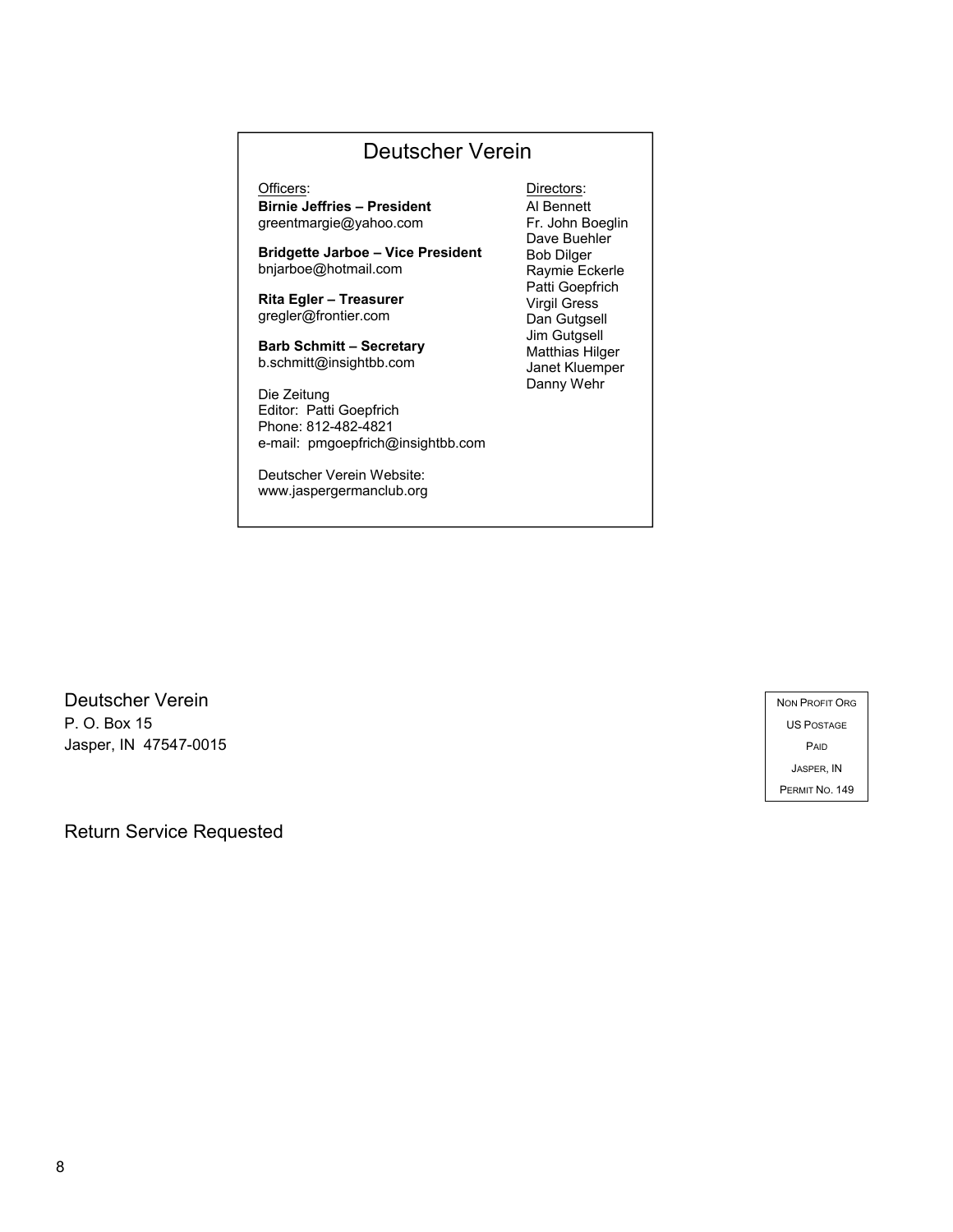## Deutscher Verein

Officers:

**Birnie Jeffries – President**
greentmargie@yahoo.com

**Bridgette Jarboe – Vice President**
bnjarboe@hotmail.com

**Rita Egler – Treasurer**
gregler@frontier.com

**Barb Schmitt – Secretary**
b.schmitt@insightbb.com

Die Zeitung
Editor: Patti Goepfrich
Phone: 812-482-4821
e-mail: pmgoepfrich@insightbb.com

Deutscher Verein Website:
www.jaspergermanclub.org

Directors:
Al Bennett
Fr. John Boeglin
Dave Buehler
Bob Dilger
Raymie Eckerle
Patti Goepfrich
Virgil Gress
Dan Gutgsell
Jim Gutgsell
Matthias Hilger
Janet Kluemper
Danny Wehr

Deutscher Verein
P. O. Box 15
Jasper, IN 47547-0015

Return Service Requested

NON PROFIT ORG
US POSTAGE
PAID
JASPER, IN
PERMIT NO. 149